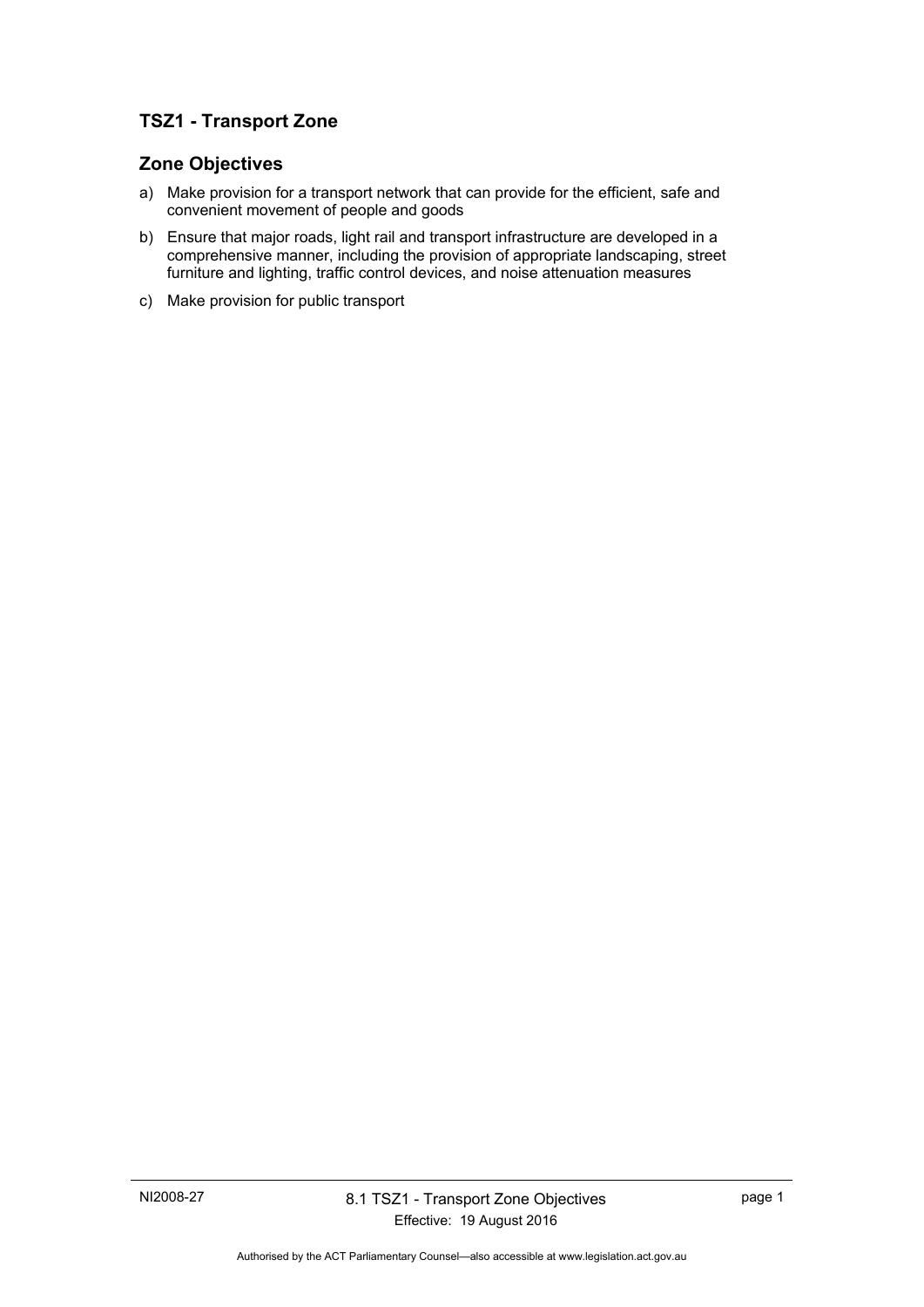# TSZ1 - Transport Zone

## Zone Objectives

a) Make provision for a transport network that can provide for the efficient, safe and convenient movement of people and goods

b) Ensure that major roads, light rail and transport infrastructure are developed in a comprehensive manner, including the provision of appropriate landscaping, street furniture and lighting, traffic control devices, and noise attenuation measures

c) Make provision for public transport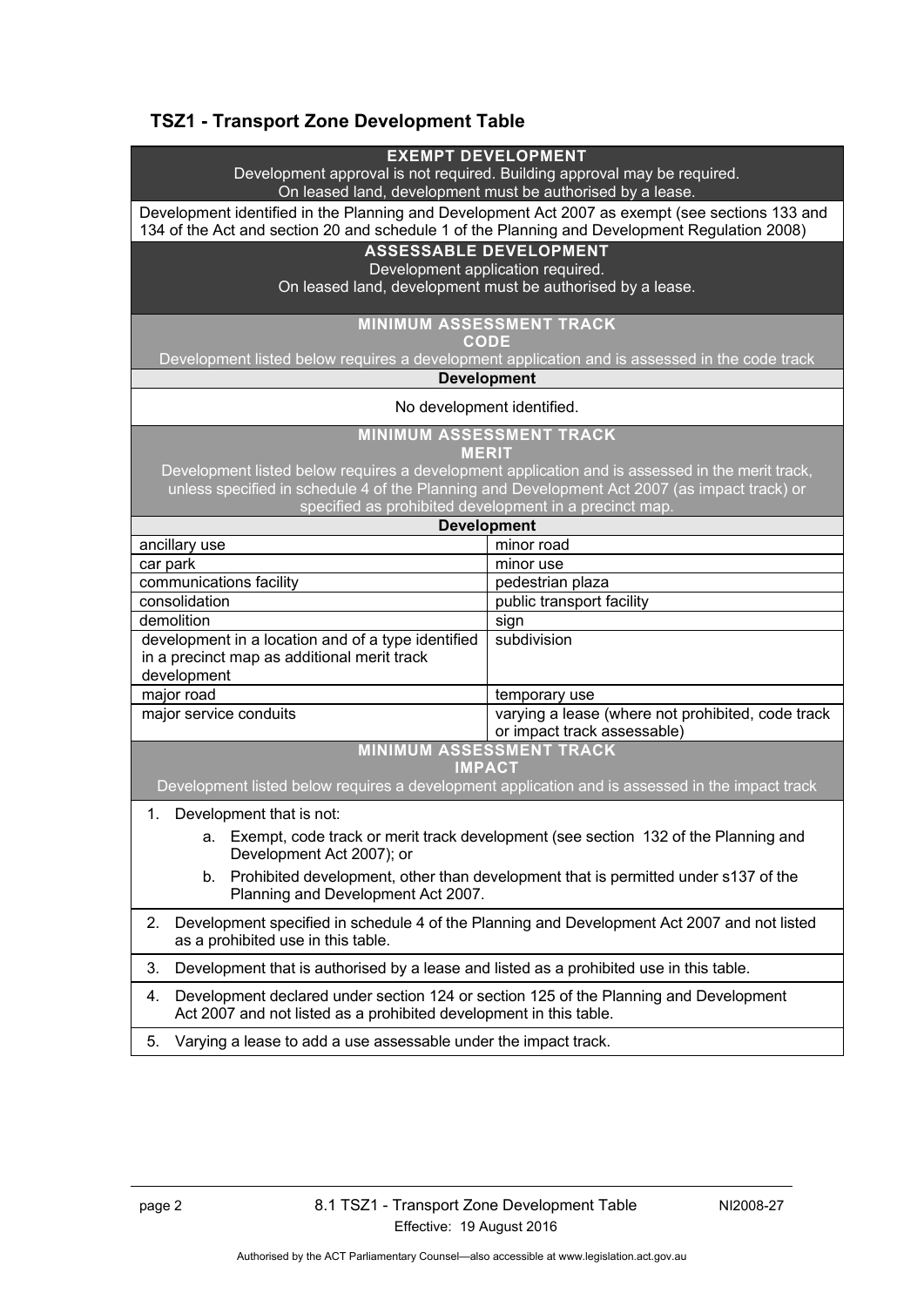## TSZ1 - Transport Zone Development Table

| EXEMPT DEVELOPMENT<br>Development approval is not required. Building approval may be required.<br>On leased land, development must be authorised by a lease. | |
|---|---|
| Development identified in the Planning and Development Act 2007 as exempt (see sections 133 and 134 of the Act and section 20 and schedule 1 of the Planning and Development Regulation 2008) | |
| **ASSESSABLE DEVELOPMENT**<br>Development application required.<br>On leased land, development must be authorised by a lease. | |
| **MINIMUM ASSESSMENT TRACK**<br>**CODE**<br>Development listed below requires a development application and is assessed in the code track | |
| **Development** | |
| No development identified. | |
| **MINIMUM ASSESSMENT TRACK**<br>**MERIT**<br>Development listed below requires a development application and is assessed in the merit track, unless specified in schedule 4 of the Planning and Development Act 2007 (as impact track) or specified as prohibited development in a precinct map. | |
| **Development** | |
| ancillary use | minor road |
| car park | minor use |
| communications facility | pedestrian plaza |
| consolidation | public transport facility |
| demolition | sign |
| development in a location and of a type identified in a precinct map as additional merit track development | subdivision |
| major road | temporary use |
| major service conduits | varying a lease (where not prohibited, code track or impact track assessable) |
| **MINIMUM ASSESSMENT TRACK**<br>**IMPACT**<br>Development listed below requires a development application and is assessed in the impact track | |
| 1. Development that is not:<br>a. Exempt, code track or merit track development (see section 132 of the Planning and Development Act 2007); or<br>b. Prohibited development, other than development that is permitted under s137 of the Planning and Development Act 2007. | |
| 2. Development specified in schedule 4 of the Planning and Development Act 2007 and not listed as a prohibited use in this table. | |
| 3. Development that is authorised by a lease and listed as a prohibited use in this table. | |
| 4. Development declared under section 124 or section 125 of the Planning and Development Act 2007 and not listed as a prohibited development in this table. | |
| 5. Varying a lease to add a use assessable under the impact track. | |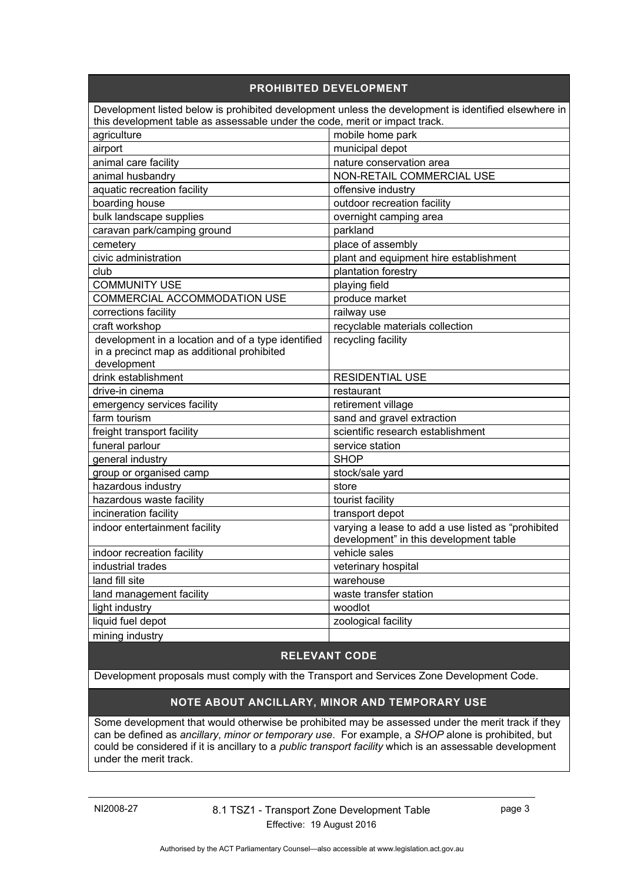## PROHIBITED DEVELOPMENT

Development listed below is prohibited development unless the development is identified elsewhere in this development table as assessable under the code, merit or impact track.

| | |
|---|---|
| agriculture | mobile home park |
| airport | municipal depot |
| animal care facility | nature conservation area |
| animal husbandry | NON-RETAIL COMMERCIAL USE |
| aquatic recreation facility | offensive industry |
| boarding house | outdoor recreation facility |
| bulk landscape supplies | overnight camping area |
| caravan park/camping ground | parkland |
| cemetery | place of assembly |
| civic administration | plant and equipment hire establishment |
| club | plantation forestry |
| COMMUNITY USE | playing field |
| COMMERCIAL ACCOMMODATION USE | produce market |
| corrections facility | railway use |
| craft workshop | recyclable materials collection |
| development in a location and of a type identified in a precinct map as additional prohibited development | recycling facility |
| drink establishment | RESIDENTIAL USE |
| drive-in cinema | restaurant |
| emergency services facility | retirement village |
| farm tourism | sand and gravel extraction |
| freight transport facility | scientific research establishment |
| funeral parlour | service station |
| general industry | SHOP |
| group or organised camp | stock/sale yard |
| hazardous industry | store |
| hazardous waste facility | tourist facility |
| incineration facility | transport depot |
| indoor entertainment facility | varying a lease to add a use listed as "prohibited development" in this development table |
| indoor recreation facility | vehicle sales |
| industrial trades | veterinary hospital |
| land fill site | warehouse |
| land management facility | waste transfer station |
| light industry | woodlot |
| liquid fuel depot | zoological facility |
| mining industry | |

## RELEVANT CODE

Development proposals must comply with the Transport and Services Zone Development Code.

## NOTE ABOUT ANCILLARY, MINOR AND TEMPORARY USE

Some development that would otherwise be prohibited may be assessed under the merit track if they can be defined as *ancillary*, *minor or temporary use*. For example, a *SHOP* alone is prohibited, but could be considered if it is ancillary to a *public transport facility* which is an assessable development under the merit track.